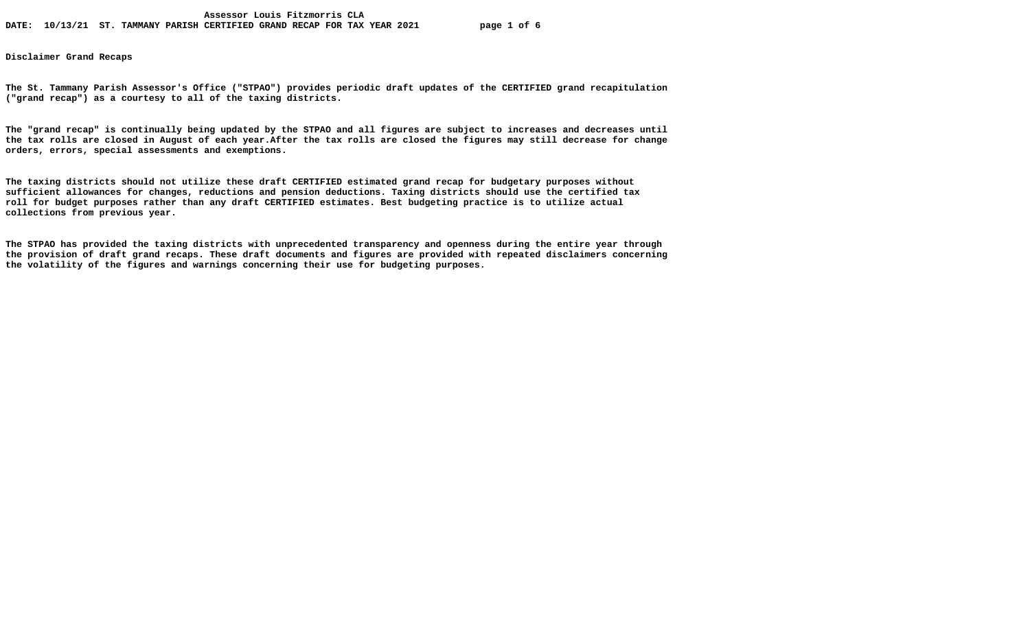Assessor Louis Fitzmorris CLA

DATE: 10/13/21 ST. TAMMANY PARISH CERTIFIED GRAND RECAP FOR TAX YEAR 2021

**Disclaimer Grand Recaps**

The St. Tammany Parish Assessor's Office ("STPAO") provides periodic draft updates of the CERTIFIED grand recapitulation ("grand recap") as a courtesy to all of the taxing districts.

The "grand recap" is continually being updated by the STPAO and all figures are subject to increases and decreases until the tax rolls are closed in August of each year.After the tax rolls are closed the figures may still decrease for change orders, errors, special assessments and exemptions.

The taxing districts should not utilize these draft CERTIFIED estimated grand recap for budgetary purposes without sufficient allowances for changes, reductions and pension deductions. Taxing districts should use the certified tax roll for budget purposes rather than any draft CERTIFIED estimates. Best budgeting practice is to utilize actual collections from previous year.

The STPAO has provided the taxing districts with unprecedented transparency and openness during the entire year through the provision of draft grand recaps. These draft documents and figures are provided with repeated disclaimers concerning the volatility of the figures and warnings concerning their use for budgeting purposes.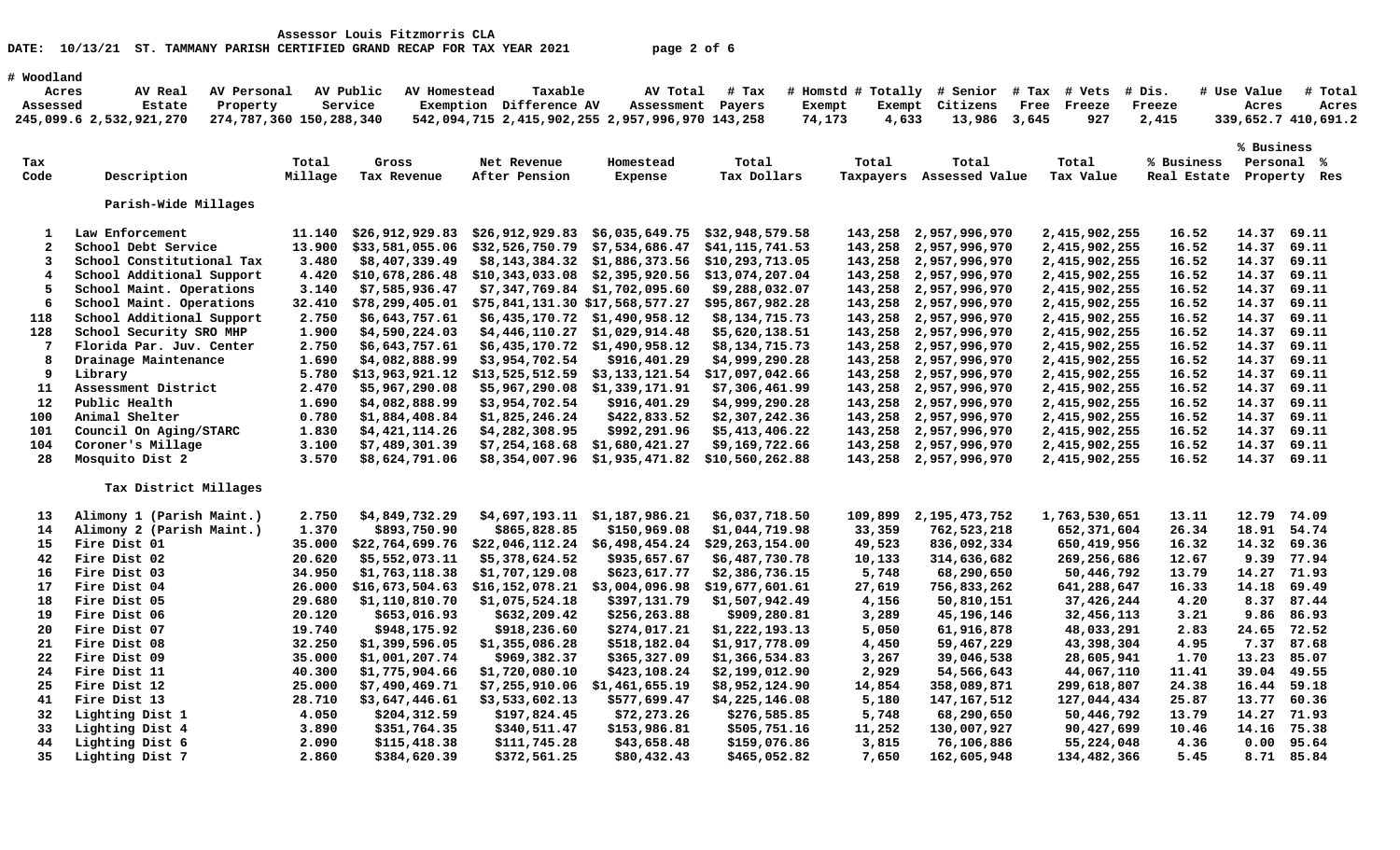Assessor Louis Fitzmorris CLA

DATE: 10/13/21 ST. TAMMANY PARISH CERTIFIED GRAND RECAP FOR TAX YEAR 2021

| # Woodland Acres Assessed | AV Real Estate | AV Personal Property | AV Public Service | AV Homestead Exemption | Taxable Difference AV | AV Total Assessment | # Tax Payers | # Homstd Exempt | # Totally Exempt | # Senior Citizens | # Tax Free | # Vets Freeze | # Dis. Freeze | # Use Value Acres | # Total Acres |
|---|---|---|---|---|---|---|---|---|---|---|---|---|---|---|---|
| 245,099.6 | 2,532,921,270 | 274,787,360 | 150,288,340 | 542,094,715 | 2,415,902,255 | 2,957,996,970 | 143,258 | 74,173 | 4,633 | 13,986 | 3,645 | 927 | 2,415 | 339,652.7 | 410,691.2 |

| Tax Code | Description | Total Millage | Gross Tax Revenue | Net Revenue After Pension | Homestead Expense | Total Tax Dollars | Total Taxpayers | Total Assessed Value | Total Tax Value | % Business Real Estate | % Business Personal Property | % Res |
|---|---|---|---|---|---|---|---|---|---|---|---|---|
| | **Parish-Wide Millages** | | | | | | | | | | | |
| 1 | Law Enforcement | 11.140 | $26,912,929.83 | $26,912,929.83 | $6,035,649.75 | $32,948,579.58 | 143,258 | 2,957,996,970 | 2,415,902,255 | 16.52 | 14.37 | 69.11 |
| 2 | School Debt Service | 13.900 | $33,581,055.06 | $32,526,750.79 | $7,534,686.47 | $41,115,741.53 | 143,258 | 2,957,996,970 | 2,415,902,255 | 16.52 | 14.37 | 69.11 |
| 3 | School Constitutional Tax | 3.480 | $8,407,339.49 | $8,143,384.32 | $1,886,373.56 | $10,293,713.05 | 143,258 | 2,957,996,970 | 2,415,902,255 | 16.52 | 14.37 | 69.11 |
| 4 | School Additional Support | 4.420 | $10,678,286.48 | $10,343,033.08 | $2,395,920.56 | $13,074,207.04 | 143,258 | 2,957,996,970 | 2,415,902,255 | 16.52 | 14.37 | 69.11 |
| 5 | School Maint. Operations | 3.140 | $7,585,936.47 | $7,347,769.84 | $1,702,095.60 | $9,288,032.07 | 143,258 | 2,957,996,970 | 2,415,902,255 | 16.52 | 14.37 | 69.11 |
| 6 | School Maint. Operations | 32.410 | $78,299,405.01 | $75,841,131.30 | $17,568,577.27 | $95,867,982.28 | 143,258 | 2,957,996,970 | 2,415,902,255 | 16.52 | 14.37 | 69.11 |
| 118 | School Additional Support | 2.750 | $6,643,757.61 | $6,435,170.72 | $1,490,958.12 | $8,134,715.73 | 143,258 | 2,957,996,970 | 2,415,902,255 | 16.52 | 14.37 | 69.11 |
| 128 | School Security SRO MHP | 1.900 | $4,590,224.03 | $4,446,110.27 | $1,029,914.48 | $5,620,138.51 | 143,258 | 2,957,996,970 | 2,415,902,255 | 16.52 | 14.37 | 69.11 |
| 7 | Florida Par. Juv. Center | 2.750 | $6,643,757.61 | $6,435,170.72 | $1,490,958.12 | $8,134,715.73 | 143,258 | 2,957,996,970 | 2,415,902,255 | 16.52 | 14.37 | 69.11 |
| 8 | Drainage Maintenance | 1.690 | $4,082,888.99 | $3,954,702.54 | $916,401.29 | $4,999,290.28 | 143,258 | 2,957,996,970 | 2,415,902,255 | 16.52 | 14.37 | 69.11 |
| 9 | Library | 5.780 | $13,963,921.12 | $13,525,512.59 | $3,133,121.54 | $17,097,042.66 | 143,258 | 2,957,996,970 | 2,415,902,255 | 16.52 | 14.37 | 69.11 |
| 11 | Assessment District | 2.470 | $5,967,290.08 | $5,967,290.08 | $1,339,171.91 | $7,306,461.99 | 143,258 | 2,957,996,970 | 2,415,902,255 | 16.52 | 14.37 | 69.11 |
| 12 | Public Health | 1.690 | $4,082,888.99 | $3,954,702.54 | $916,401.29 | $4,999,290.28 | 143,258 | 2,957,996,970 | 2,415,902,255 | 16.52 | 14.37 | 69.11 |
| 100 | Animal Shelter | 0.780 | $1,884,408.84 | $1,825,246.24 | $422,833.52 | $2,307,242.36 | 143,258 | 2,957,996,970 | 2,415,902,255 | 16.52 | 14.37 | 69.11 |
| 101 | Council On Aging/STARC | 1.830 | $4,421,114.26 | $4,282,308.95 | $992,291.96 | $5,413,406.22 | 143,258 | 2,957,996,970 | 2,415,902,255 | 16.52 | 14.37 | 69.11 |
| 104 | Coroner's Millage | 3.100 | $7,489,301.39 | $7,254,168.68 | $1,680,421.27 | $9,169,722.66 | 143,258 | 2,957,996,970 | 2,415,902,255 | 16.52 | 14.37 | 69.11 |
| 28 | Mosquito Dist 2 | 3.570 | $8,624,791.06 | $8,354,007.96 | $1,935,471.82 | $10,560,262.88 | 143,258 | 2,957,996,970 | 2,415,902,255 | 16.52 | 14.37 | 69.11 |
| | **Tax District Millages** | | | | | | | | | | | |
| 13 | Alimony 1 (Parish Maint.) | 2.750 | $4,849,732.29 | $4,697,193.11 | $1,187,986.21 | $6,037,718.50 | 109,899 | 2,195,473,752 | 1,763,530,651 | 13.11 | 12.79 | 74.09 |
| 14 | Alimony 2 (Parish Maint.) | 1.370 | $893,750.90 | $865,828.85 | $150,969.08 | $1,044,719.98 | 33,359 | 762,523,218 | 652,371,604 | 26.34 | 18.91 | 54.74 |
| 15 | Fire Dist 01 | 35.000 | $22,764,699.76 | $22,046,112.24 | $6,498,454.24 | $29,263,154.00 | 49,523 | 836,092,334 | 650,419,956 | 16.32 | 14.32 | 69.36 |
| 42 | Fire Dist 02 | 20.620 | $5,552,073.11 | $5,378,624.52 | $935,657.67 | $6,487,730.78 | 10,133 | 314,636,682 | 269,256,686 | 12.67 | 9.39 | 77.94 |
| 16 | Fire Dist 03 | 34.950 | $1,763,118.38 | $1,707,129.08 | $623,617.77 | $2,386,736.15 | 5,748 | 68,290,650 | 50,446,792 | 13.79 | 14.27 | 71.93 |
| 17 | Fire Dist 04 | 26.000 | $16,673,504.63 | $16,152,078.21 | $3,004,096.98 | $19,677,601.61 | 27,619 | 756,833,262 | 641,288,647 | 16.33 | 14.18 | 69.49 |
| 18 | Fire Dist 05 | 29.680 | $1,110,810.70 | $1,075,524.18 | $397,131.79 | $1,507,942.49 | 4,156 | 50,810,151 | 37,426,244 | 4.20 | 8.37 | 87.44 |
| 19 | Fire Dist 06 | 20.120 | $653,016.93 | $632,209.42 | $256,263.88 | $909,280.81 | 3,289 | 45,196,146 | 32,456,113 | 3.21 | 9.86 | 86.93 |
| 20 | Fire Dist 07 | 19.740 | $948,175.92 | $918,236.60 | $274,017.21 | $1,222,193.13 | 5,050 | 61,916,878 | 48,033,291 | 2.83 | 24.65 | 72.52 |
| 21 | Fire Dist 08 | 32.250 | $1,399,596.05 | $1,355,086.28 | $518,182.04 | $1,917,778.09 | 4,450 | 59,467,229 | 43,398,304 | 4.95 | 7.37 | 87.68 |
| 22 | Fire Dist 09 | 35.000 | $1,001,207.74 | $969,382.37 | $365,327.09 | $1,366,534.83 | 3,267 | 39,046,538 | 28,605,941 | 1.70 | 13.23 | 85.07 |
| 24 | Fire Dist 11 | 40.300 | $1,775,904.66 | $1,720,080.10 | $423,108.24 | $2,199,012.90 | 2,929 | 54,566,643 | 44,067,110 | 11.41 | 39.04 | 49.55 |
| 25 | Fire Dist 12 | 25.000 | $7,490,469.71 | $7,255,910.06 | $1,461,655.19 | $8,952,124.90 | 14,854 | 358,089,871 | 299,618,807 | 24.38 | 16.44 | 59.18 |
| 41 | Fire Dist 13 | 28.710 | $3,647,446.61 | $3,533,602.13 | $577,699.47 | $4,225,146.08 | 5,180 | 147,167,512 | 127,044,434 | 25.87 | 13.77 | 60.36 |
| 32 | Lighting Dist 1 | 4.050 | $204,312.59 | $197,824.45 | $72,273.26 | $276,585.85 | 5,748 | 68,290,650 | 50,446,792 | 13.79 | 14.27 | 71.93 |
| 33 | Lighting Dist 4 | 3.890 | $351,764.35 | $340,511.47 | $153,986.81 | $505,751.16 | 11,252 | 130,007,927 | 90,427,699 | 10.46 | 14.16 | 75.38 |
| 44 | Lighting Dist 6 | 2.090 | $115,418.38 | $111,745.28 | $43,658.48 | $159,076.86 | 3,815 | 76,106,886 | 55,224,048 | 4.36 | 0.00 | 95.64 |
| 35 | Lighting Dist 7 | 2.860 | $384,620.39 | $372,561.25 | $80,432.43 | $465,052.82 | 7,650 | 162,605,948 | 134,482,366 | 5.45 | 8.71 | 85.84 |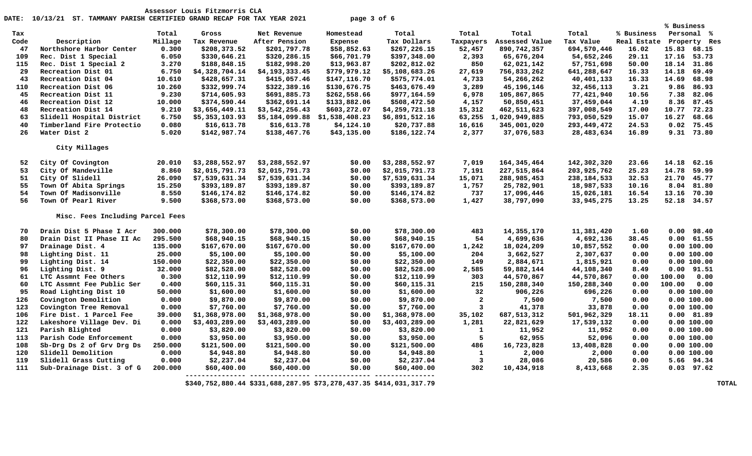Assessor Louis Fitzmorris CLA

DATE: 10/13/21 ST. TAMMANY PARISH CERTIFIED GRAND RECAP FOR TAX YEAR 2021

| Tax Code | Description | Total Millage | Gross Tax Revenue | Net Revenue After Pension | Homestead Expense | Total Tax Dollars | Total Taxpayers | Total Assessed Value | Total Tax Value | % Business Real Estate | % Business Personal | % Res |
|---|---|---|---|---|---|---|---|---|---|---|---|---|
| 47 | Northshore Harbor Center | 0.300 | $208,373.52 | $201,797.78 | $58,852.63 | $267,226.15 | 52,457 | 890,742,357 | 694,570,446 | 16.02 | 15.83 | 68.15 |
| 109 | Rec. Dist 1 Special | 6.050 | $330,646.21 | $320,286.15 | $66,701.79 | $397,348.00 | 2,393 | 65,676,204 | 54,652,246 | 29.11 | 17.16 | 53.73 |
| 115 | Rec. Dist 1 Special 2 | 3.270 | $188,848.15 | $182,998.20 | $13,963.87 | $202,812.02 | 850 | 62,021,142 | 57,751,698 | 50.00 | 18.14 | 31.86 |
| 29 | Recreation Dist 01 | 6.750 | $4,328,704.14 | $4,193,333.45 | $779,979.12 | $5,108,683.26 | 27,619 | 756,833,262 | 641,288,647 | 16.33 | 14.18 | 69.49 |
| 43 | Recreation Dist 04 | 10.610 | $428,657.31 | $415,057.46 | $147,116.70 | $575,774.01 | 4,733 | 54,266,262 | 40,401,133 | 16.33 | 14.69 | 68.98 |
| 110 | Recreation Dist 06 | 10.260 | $332,999.74 | $322,389.16 | $130,676.75 | $463,676.49 | 3,289 | 45,196,146 | 32,456,113 | 3.21 | 9.86 | 86.93 |
| 45 | Recreation Dist 11 | 9.230 | $714,605.93 | $691,885.73 | $262,558.66 | $977,164.59 | 6,978 | 105,867,865 | 77,421,940 | 10.56 | 7.38 | 82.06 |
| 46 | Recreation Dist 12 | 10.000 | $374,590.44 | $362,691.14 | $133,882.06 | $508,472.50 | 4,157 | 50,850,451 | 37,459,044 | 4.19 | 8.36 | 87.45 |
| 48 | Recreation Dist 14 | 9.210 | $3,656,449.11 | $3,542,256.43 | $603,272.07 | $4,259,721.18 | 15,312 | 462,511,623 | 397,008,549 | 17.00 | 10.77 | 72.23 |
| 63 | Slidell Hospital District | 6.750 | $5,353,103.93 | $5,184,099.88 | $1,538,408.23 | $6,891,512.16 | 63,255 | 1,020,949,885 | 793,050,529 | 15.07 | 16.27 | 68.66 |
| 40 | Timberland Fire Protectio | 0.080 | $16,613.78 | $16,613.78 | $4,124.10 | $20,737.88 | 16,616 | 345,001,020 | 293,449,472 | 24.53 | 0.02 | 75.45 |
| 26 | Water Dist 2 | 5.020 | $142,987.74 | $138,467.76 | $43,135.00 | $186,122.74 | 2,377 | 37,076,583 | 28,483,634 | 16.89 | 9.31 | 73.80 |
| | **City Millages** | | | | | | | | | | | |
| 52 | City Of Covington | 20.010 | $3,288,552.97 | $3,288,552.97 | $0.00 | $3,288,552.97 | 7,019 | 164,345,464 | 142,302,320 | 23.66 | 14.18 | 62.16 |
| 53 | City Of Mandeville | 8.860 | $2,015,791.73 | $2,015,791.73 | $0.00 | $2,015,791.73 | 7,191 | 227,515,864 | 203,925,762 | 25.23 | 14.78 | 59.99 |
| 51 | City Of Slidell | 26.090 | $7,539,631.34 | $7,539,631.34 | $0.00 | $7,539,631.34 | 15,071 | 288,985,453 | 238,184,533 | 32.53 | 21.70 | 45.77 |
| 55 | Town Of Abita Springs | 15.250 | $393,189.87 | $393,189.87 | $0.00 | $393,189.87 | 1,757 | 25,782,901 | 18,987,533 | 10.16 | 8.04 | 81.80 |
| 54 | Town Of Madisonville | 8.550 | $146,174.82 | $146,174.82 | $0.00 | $146,174.82 | 737 | 17,096,446 | 15,026,181 | 16.54 | 13.16 | 70.30 |
| 56 | Town Of Pearl River | 9.500 | $368,573.00 | $368,573.00 | $0.00 | $368,573.00 | 1,427 | 38,797,090 | 33,945,275 | 13.25 | 52.18 | 34.57 |
| | **Misc. Fees Including Parcel Fees** | | | | | | | | | | | |
| 70 | Drain Dist 5 Phase I Acr | 300.000 | $78,300.00 | $78,300.00 | $0.00 | $78,300.00 | 483 | 14,355,170 | 11,381,420 | 1.60 | 0.00 | 98.40 |
| 80 | Drain Dist II Phase II Ac | 295.500 | $68,940.15 | $68,940.15 | $0.00 | $68,940.15 | 54 | 4,699,636 | 4,692,136 | 38.45 | 0.00 | 61.55 |
| 97 | Drainage Dist. 4 | 135.000 | $167,670.00 | $167,670.00 | $0.00 | $167,670.00 | 1,242 | 18,024,209 | 10,857,552 | 0.00 | 0.00 | 100.00 |
| 98 | Lighting Dist. 11 | 25.000 | $5,100.00 | $5,100.00 | $0.00 | $5,100.00 | 204 | 3,662,527 | 2,307,637 | 0.00 | 0.00 | 100.00 |
| 99 | Lighting Dist. 14 | 150.000 | $22,350.00 | $22,350.00 | $0.00 | $22,350.00 | 149 | 2,884,671 | 1,815,921 | 0.00 | 0.00 | 100.00 |
| 96 | Lighting Dist. 9 | 32.000 | $82,528.00 | $82,528.00 | $0.00 | $82,528.00 | 2,585 | 59,882,144 | 44,108,340 | 8.49 | 0.00 | 91.51 |
| 61 | LTC Assmnt Fee Others | 0.300 | $12,110.99 | $12,110.99 | $0.00 | $12,110.99 | 303 | 44,570,867 | 44,570,867 | 0.00 | 100.00 | 0.00 |
| 60 | LTC Assmnt Fee Public Ser | 0.400 | $60,115.31 | $60,115.31 | $0.00 | $60,115.31 | 215 | 150,288,340 | 150,288,340 | 0.00 | 100.00 | 0.00 |
| 95 | Road Lighting Dist 10 | 50.000 | $1,600.00 | $1,600.00 | $0.00 | $1,600.00 | 32 | 906,226 | 696,226 | 0.00 | 0.00 | 100.00 |
| 126 | Covington Demolition | 0.000 | $9,870.00 | $9,870.00 | $0.00 | $9,870.00 | 2 | 7,500 | 7,500 | 0.00 | 0.00 | 100.00 |
| 123 | Covington Tree Removal | 0.000 | $7,760.00 | $7,760.00 | $0.00 | $7,760.00 | 3 | 41,378 | 33,878 | 0.00 | 0.00 | 100.00 |
| 106 | Fire Dist. 1 Parcel Fee | 39.000 | $1,368,978.00 | $1,368,978.00 | $0.00 | $1,368,978.00 | 35,102 | 687,513,312 | 501,962,329 | 18.11 | 0.00 | 81.89 |
| 122 | Lakeshore Village Dev. Di | 0.000 | $3,403,289.00 | $3,403,289.00 | $0.00 | $3,403,289.00 | 1,281 | 22,821,629 | 17,539,132 | 0.00 | 0.00 | 100.00 |
| 121 | Parish Blighted | 0.000 | $3,820.00 | $3,820.00 | $0.00 | $3,820.00 | 1 | 11,952 | 11,952 | 0.00 | 0.00 | 100.00 |
| 113 | Parish Code Enforcement | 0.000 | $3,950.00 | $3,950.00 | $0.00 | $3,950.00 | 5 | 62,955 | 52,096 | 0.00 | 0.00 | 100.00 |
| 108 | Sb-Drg Ds 2 of Grv Drg Ds | 250.000 | $121,500.00 | $121,500.00 | $0.00 | $121,500.00 | 486 | 16,723,828 | 13,408,828 | 0.00 | 0.00 | 100.00 |
| 120 | Slidell Demolition | 0.000 | $4,948.80 | $4,948.80 | $0.00 | $4,948.80 | 1 | 2,000 | 2,000 | 0.00 | 0.00 | 100.00 |
| 119 | Slidell Grass Cutting | 0.000 | $2,237.04 | $2,237.04 | $0.00 | $2,237.04 | 3 | 28,086 | 20,586 | 0.00 | 5.66 | 94.34 |
| 111 | Sub-Drainage Dist. 3 of G | 200.000 | $60,400.00 | $60,400.00 | $0.00 | $60,400.00 | 302 | 10,434,918 | 8,413,668 | 2.35 | 0.03 | 97.62 |
| | **TOTAL** | | $340,752,880.44 | $331,688,287.95 | $73,278,437.35 | $414,031,317.79 | | | | | | |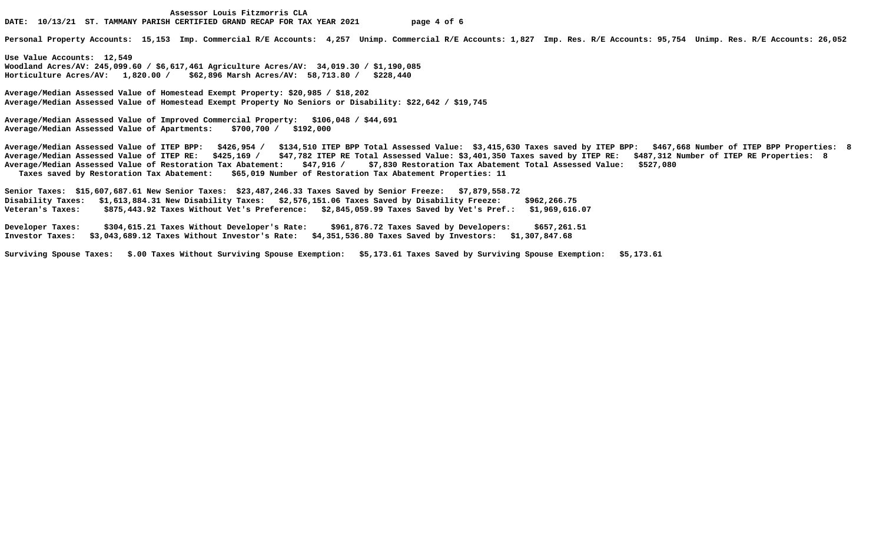Assessor Louis Fitzmorris CLA

DATE: 10/13/21 ST. TAMMANY PARISH CERTIFIED GRAND RECAP FOR TAX YEAR 2021

Personal Property Accounts: 15,153 Imp. Commercial R/E Accounts: 4,257 Unimp. Commercial R/E Accounts: 1,827 Imp. Res. R/E Accounts: 95,754 Unimp. Res. R/E Accounts: 26,052

Use Value Accounts: 12,549
Woodland Acres/AV: 245,099.60 / $6,617,461 Agriculture Acres/AV: 34,019.30 / $1,190,085
Horticulture Acres/AV: 1,820.00 / $62,896 Marsh Acres/AV: 58,713.80 / $228,440

Average/Median Assessed Value of Homestead Exempt Property: $20,985 / $18,202
Average/Median Assessed Value of Homestead Exempt Property No Seniors or Disability: $22,642 / $19,745

Average/Median Assessed Value of Improved Commercial Property: $106,048 / $44,691
Average/Median Assessed Value of Apartments: $700,700 / $192,000

Average/Median Assessed Value of ITEP BPP: $426,954 / $134,510 ITEP BPP Total Assessed Value: $3,415,630 Taxes saved by ITEP BPP: $467,668 Number of ITEP BPP Properties: 8
Average/Median Assessed Value of ITEP RE: $425,169 / $47,782 ITEP RE Total Assessed Value: $3,401,350 Taxes saved by ITEP RE: $487,312 Number of ITEP RE Properties: 8
Average/Median Assessed Value of Restoration Tax Abatement: $47,916 / $7,830 Restoration Tax Abatement Total Assessed Value: $527,080
Taxes saved by Restoration Tax Abatement: $65,019 Number of Restoration Tax Abatement Properties: 11

Senior Taxes: $15,607,687.61 New Senior Taxes: $23,487,246.33 Taxes Saved by Senior Freeze: $7,879,558.72
Disability Taxes: $1,613,884.31 New Disability Taxes: $2,576,151.06 Taxes Saved by Disability Freeze: $962,266.75
Veteran's Taxes: $875,443.92 Taxes Without Vet's Preference: $2,845,059.99 Taxes Saved by Vet's Pref.: $1,969,616.07

Developer Taxes: $304,615.21 Taxes Without Developer's Rate: $961,876.72 Taxes Saved by Developers: $657,261.51
Investor Taxes: $3,043,689.12 Taxes Without Investor's Rate: $4,351,536.80 Taxes Saved by Investors: $1,307,847.68

Surviving Spouse Taxes: $.00 Taxes Without Surviving Spouse Exemption: $5,173.61 Taxes Saved by Surviving Spouse Exemption: $5,173.61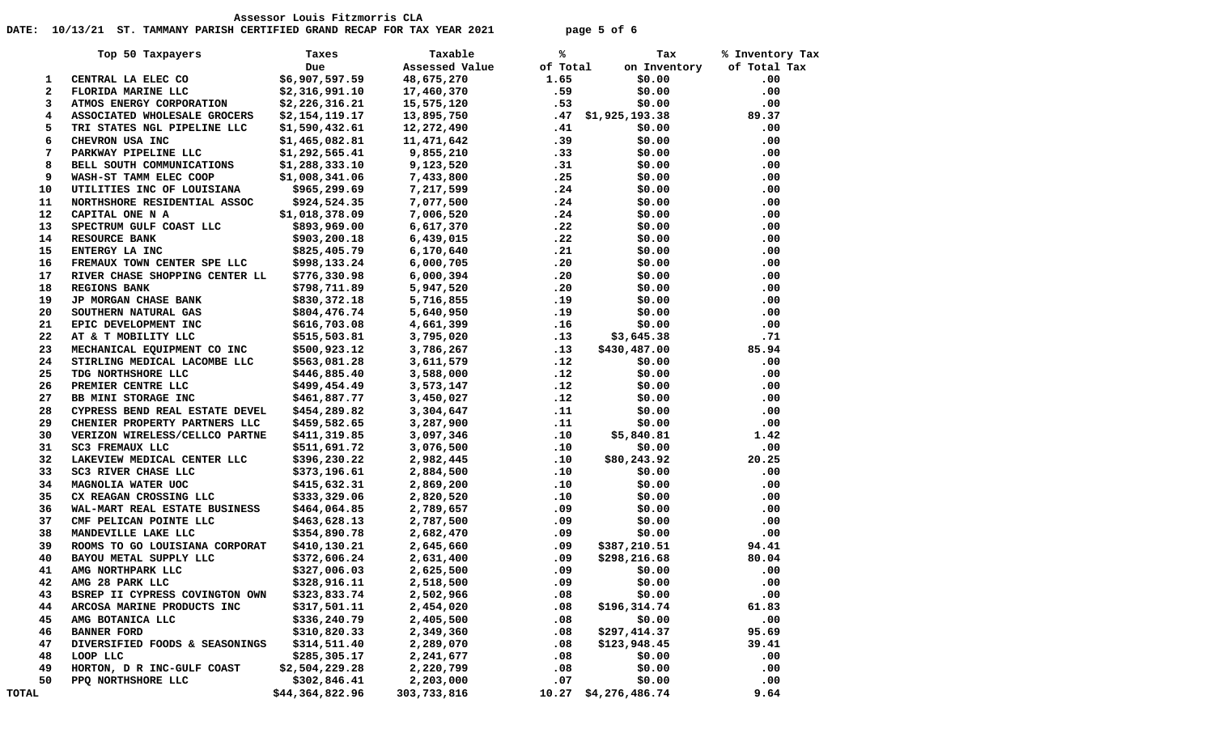Assessor Louis Fitzmorris CLA

DATE: 10/13/21 ST. TAMMANY PARISH CERTIFIED GRAND RECAP FOR TAX YEAR 2021

| | Top 50 Taxpayers | Taxes Due | Taxable Assessed Value | % of Total | Tax on Inventory | % Inventory Tax of Total Tax |
|---|---|---|---|---|---|---|
| 1 | CENTRAL LA ELEC CO | $6,907,597.59 | 48,675,270 | 1.65 | $0.00 | .00 |
| 2 | FLORIDA MARINE LLC | $2,316,991.10 | 17,460,370 | .59 | $0.00 | .00 |
| 3 | ATMOS ENERGY CORPORATION | $2,226,316.21 | 15,575,120 | .53 | $0.00 | .00 |
| 4 | ASSOCIATED WHOLESALE GROCERS | $2,154,119.17 | 13,895,750 | .47 | $1,925,193.38 | 89.37 |
| 5 | TRI STATES NGL PIPELINE LLC | $1,590,432.61 | 12,272,490 | .41 | $0.00 | .00 |
| 6 | CHEVRON USA INC | $1,465,082.81 | 11,471,642 | .39 | $0.00 | .00 |
| 7 | PARKWAY PIPELINE LLC | $1,292,565.41 | 9,855,210 | .33 | $0.00 | .00 |
| 8 | BELL SOUTH COMMUNICATIONS | $1,288,333.10 | 9,123,520 | .31 | $0.00 | .00 |
| 9 | WASH-ST TAMM ELEC COOP | $1,008,341.06 | 7,433,800 | .25 | $0.00 | .00 |
| 10 | UTILITIES INC OF LOUISIANA | $965,299.69 | 7,217,599 | .24 | $0.00 | .00 |
| 11 | NORTHSHORE RESIDENTIAL ASSOC | $924,524.35 | 7,077,500 | .24 | $0.00 | .00 |
| 12 | CAPITAL ONE N A | $1,018,378.09 | 7,006,520 | .24 | $0.00 | .00 |
| 13 | SPECTRUM GULF COAST LLC | $893,969.00 | 6,617,370 | .22 | $0.00 | .00 |
| 14 | RESOURCE BANK | $903,200.18 | 6,439,015 | .22 | $0.00 | .00 |
| 15 | ENTERGY LA INC | $825,405.79 | 6,170,640 | .21 | $0.00 | .00 |
| 16 | FREMAUX TOWN CENTER SPE LLC | $998,133.24 | 6,000,705 | .20 | $0.00 | .00 |
| 17 | RIVER CHASE SHOPPING CENTER LL | $776,330.98 | 6,000,394 | .20 | $0.00 | .00 |
| 18 | REGIONS BANK | $798,711.89 | 5,947,520 | .20 | $0.00 | .00 |
| 19 | JP MORGAN CHASE BANK | $830,372.18 | 5,716,855 | .19 | $0.00 | .00 |
| 20 | SOUTHERN NATURAL GAS | $804,476.74 | 5,640,950 | .19 | $0.00 | .00 |
| 21 | EPIC DEVELOPMENT INC | $616,703.08 | 4,661,399 | .16 | $0.00 | .00 |
| 22 | AT & T MOBILITY LLC | $515,503.81 | 3,795,020 | .13 | $3,645.38 | .71 |
| 23 | MECHANICAL EQUIPMENT CO INC | $500,923.12 | 3,786,267 | .13 | $430,487.00 | 85.94 |
| 24 | STIRLING MEDICAL LACOMBE LLC | $563,081.28 | 3,611,579 | .12 | $0.00 | .00 |
| 25 | TDG NORTHSHORE LLC | $446,885.40 | 3,588,000 | .12 | $0.00 | .00 |
| 26 | PREMIER CENTRE LLC | $499,454.49 | 3,573,147 | .12 | $0.00 | .00 |
| 27 | BB MINI STORAGE INC | $461,887.77 | 3,450,027 | .12 | $0.00 | .00 |
| 28 | CYPRESS BEND REAL ESTATE DEVEL | $454,289.82 | 3,304,647 | .11 | $0.00 | .00 |
| 29 | CHENIER PROPERTY PARTNERS LLC | $459,582.65 | 3,287,900 | .11 | $0.00 | .00 |
| 30 | VERIZON WIRELESS/CELLCO PARTNE | $411,319.85 | 3,097,346 | .10 | $5,840.81 | 1.42 |
| 31 | SC3 FREMAUX LLC | $511,691.72 | 3,076,500 | .10 | $0.00 | .00 |
| 32 | LAKEVIEW MEDICAL CENTER LLC | $396,230.22 | 2,982,445 | .10 | $80,243.92 | 20.25 |
| 33 | SC3 RIVER CHASE LLC | $373,196.61 | 2,884,500 | .10 | $0.00 | .00 |
| 34 | MAGNOLIA WATER UOC | $415,632.31 | 2,869,200 | .10 | $0.00 | .00 |
| 35 | CX REAGAN CROSSING LLC | $333,329.06 | 2,820,520 | .10 | $0.00 | .00 |
| 36 | WAL-MART REAL ESTATE BUSINESS | $464,064.85 | 2,789,657 | .09 | $0.00 | .00 |
| 37 | CMF PELICAN POINTE LLC | $463,628.13 | 2,787,500 | .09 | $0.00 | .00 |
| 38 | MANDEVILLE LAKE LLC | $354,890.78 | 2,682,470 | .09 | $0.00 | .00 |
| 39 | ROOMS TO GO LOUISIANA CORPORAT | $410,130.21 | 2,645,660 | .09 | $387,210.51 | 94.41 |
| 40 | BAYOU METAL SUPPLY LLC | $372,606.24 | 2,631,400 | .09 | $298,216.68 | 80.04 |
| 41 | AMG NORTHPARK LLC | $327,006.03 | 2,625,500 | .09 | $0.00 | .00 |
| 42 | AMG 28 PARK LLC | $328,916.11 | 2,518,500 | .09 | $0.00 | .00 |
| 43 | BSREP II CYPRESS COVINGTON OWN | $323,833.74 | 2,502,966 | .08 | $0.00 | .00 |
| 44 | ARCOSA MARINE PRODUCTS INC | $317,501.11 | 2,454,020 | .08 | $196,314.74 | 61.83 |
| 45 | AMG BOTANICA LLC | $336,240.79 | 2,405,500 | .08 | $0.00 | .00 |
| 46 | BANNER FORD | $310,820.33 | 2,349,360 | .08 | $297,414.37 | 95.69 |
| 47 | DIVERSIFIED FOODS & SEASONINGS | $314,511.40 | 2,289,070 | .08 | $123,948.45 | 39.41 |
| 48 | LOOP LLC | $285,305.17 | 2,241,677 | .08 | $0.00 | .00 |
| 49 | HORTON, D R INC-GULF COAST | $2,504,229.28 | 2,220,799 | .08 | $0.00 | .00 |
| 50 | PPQ NORTHSHORE LLC | $302,846.41 | 2,203,000 | .07 | $0.00 | .00 |
| TOTAL | | $44,364,822.96 | 303,733,816 | 10.27 | $4,276,486.74 | 9.64 |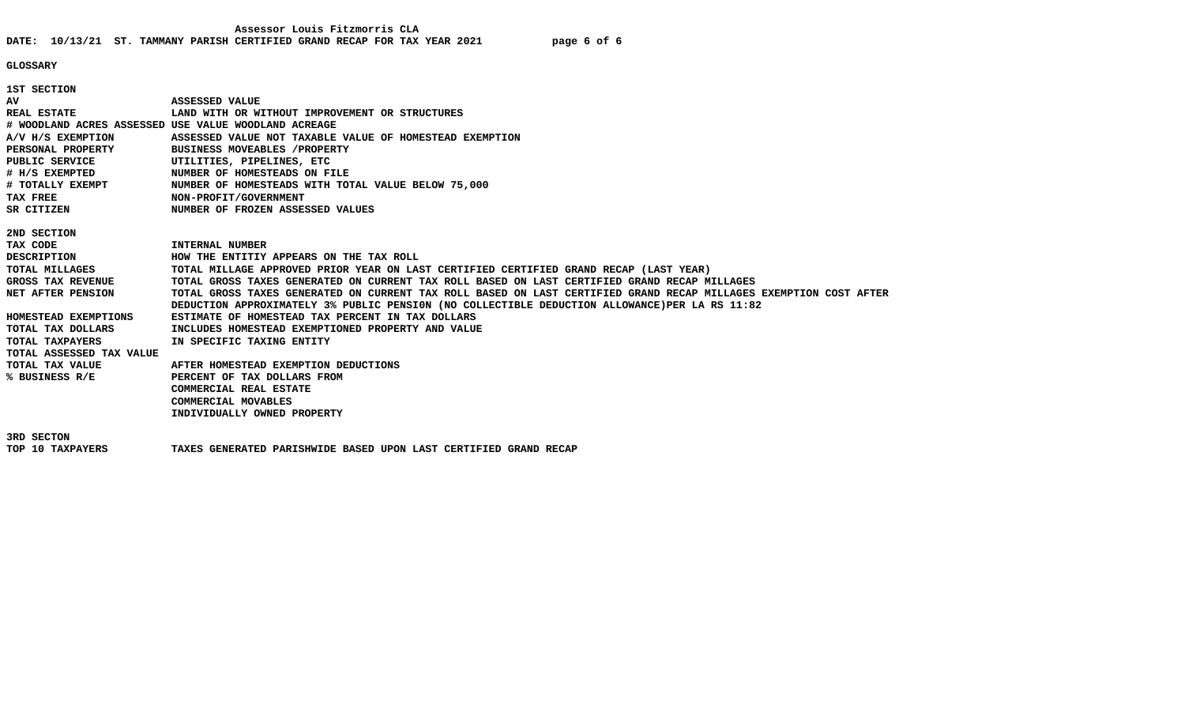GLOSSARY

**1ST SECTION**

| | |
|---|---|
| AV | ASSESSED VALUE |
| REAL ESTATE | LAND WITH OR WITHOUT IMPROVEMENT OR STRUCTURES |
| # WOODLAND ACRES ASSESSED | USE VALUE WOODLAND ACREAGE |
| A/V H/S EXEMPTION | ASSESSED VALUE NOT TAXABLE VALUE OF HOMESTEAD EXEMPTION |
| PERSONAL PROPERTY | BUSINESS MOVEABLES /PROPERTY |
| PUBLIC SERVICE | UTILITIES, PIPELINES, ETC |
| # H/S EXEMPTED | NUMBER OF HOMESTEADS ON FILE |
| # TOTALLY EXEMPT | NUMBER OF HOMESTEADS WITH TOTAL VALUE BELOW 75,000 |
| TAX FREE | NON-PROFIT/GOVERNMENT |
| SR CITIZEN | NUMBER OF FROZEN ASSESSED VALUES |

**2ND SECTION**

| | |
|---|---|
| TAX CODE | INTERNAL NUMBER |
| DESCRIPTION | HOW THE ENTITIY APPEARS ON THE TAX ROLL |
| TOTAL MILLAGES | TOTAL MILLAGE APPROVED PRIOR YEAR ON LAST CERTIFIED CERTIFIED GRAND RECAP (LAST YEAR) |
| GROSS TAX REVENUE | TOTAL GROSS TAXES GENERATED ON CURRENT TAX ROLL BASED ON LAST CERTIFIED GRAND RECAP MILLAGES |
| NET AFTER PENSION | TOTAL GROSS TAXES GENERATED ON CURRENT TAX ROLL BASED ON LAST CERTIFIED GRAND RECAP MILLAGES EXEMPTION COST AFTER DEDUCTION APPROXIMATELY 3% PUBLIC PENSI0N (NO COLLECTIBLE DEDUCTION ALLOWANCE)PER LA RS 11:82 |
| HOMESTEAD EXEMPTIONS | ESTIMATE OF HOMESTEAD TAX PERCENT IN TAX DOLLARS |
| TOTAL TAX DOLLARS | INCLUDES HOMESTEAD EXEMPTIONED PROPERTY AND VALUE |
| TOTAL TAXPAYERS | IN SPECIFIC TAXING ENTITY |
| TOTAL ASSESSED TAX VALUE | |
| TOTAL TAX VALUE | AFTER HOMESTEAD EXEMPTION DEDUCTIONS |
| % BUSINESS R/E | PERCENT OF TAX DOLLARS FROM |
| | COMMERCIAL REAL ESTATE |
| | COMMERCIAL MOVABLES |
| | INDIVIDUALLY OWNED PROPERTY |

**3RD SECTON**

| | |
|---|---|
| TOP 10 TAXPAYERS | TAXES GENERATED PARISHWIDE BASED UPON LAST CERTIFIED GRAND RECAP |